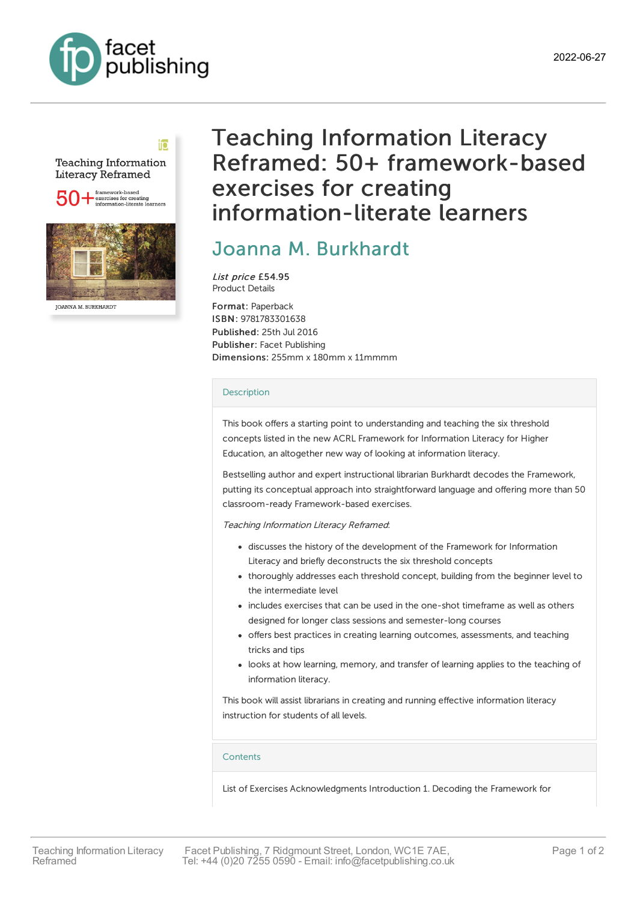2022-06-27

# Teaching Information Literacy Reframed: 50+ framework-based exercises for creating information-literate learners

## Joanna M. Burkhardt

*List price* £54.95
Product Details

**Format:** Paperback
**ISBN:** 9781783301638
**Published:** 25th Jul 2016
**Publisher:** Facet Publishing
**Dimensions:** 255mm x 180mm x 11mmmm

### Description

This book offers a starting point to understanding and teaching the six threshold concepts listed in the new ACRL Framework for Information Literacy for Higher Education, an altogether new way of looking at information literacy.

Bestselling author and expert instructional librarian Burkhardt decodes the Framework, putting its conceptual approach into straightforward language and offering more than 50 classroom-ready Framework-based exercises.

*Teaching Information Literacy Reframed*:

- discusses the history of the development of the Framework for Information Literacy and briefly deconstructs the six threshold concepts
- thoroughly addresses each threshold concept, building from the beginner level to the intermediate level
- includes exercises that can be used in the one-shot timeframe as well as others designed for longer class sessions and semester-long courses
- offers best practices in creating learning outcomes, assessments, and teaching tricks and tips
- looks at how learning, memory, and transfer of learning applies to the teaching of information literacy.

This book will assist librarians in creating and running effective information literacy instruction for students of all levels.

### Contents

List of Exercises Acknowledgments Introduction 1. Decoding the Framework for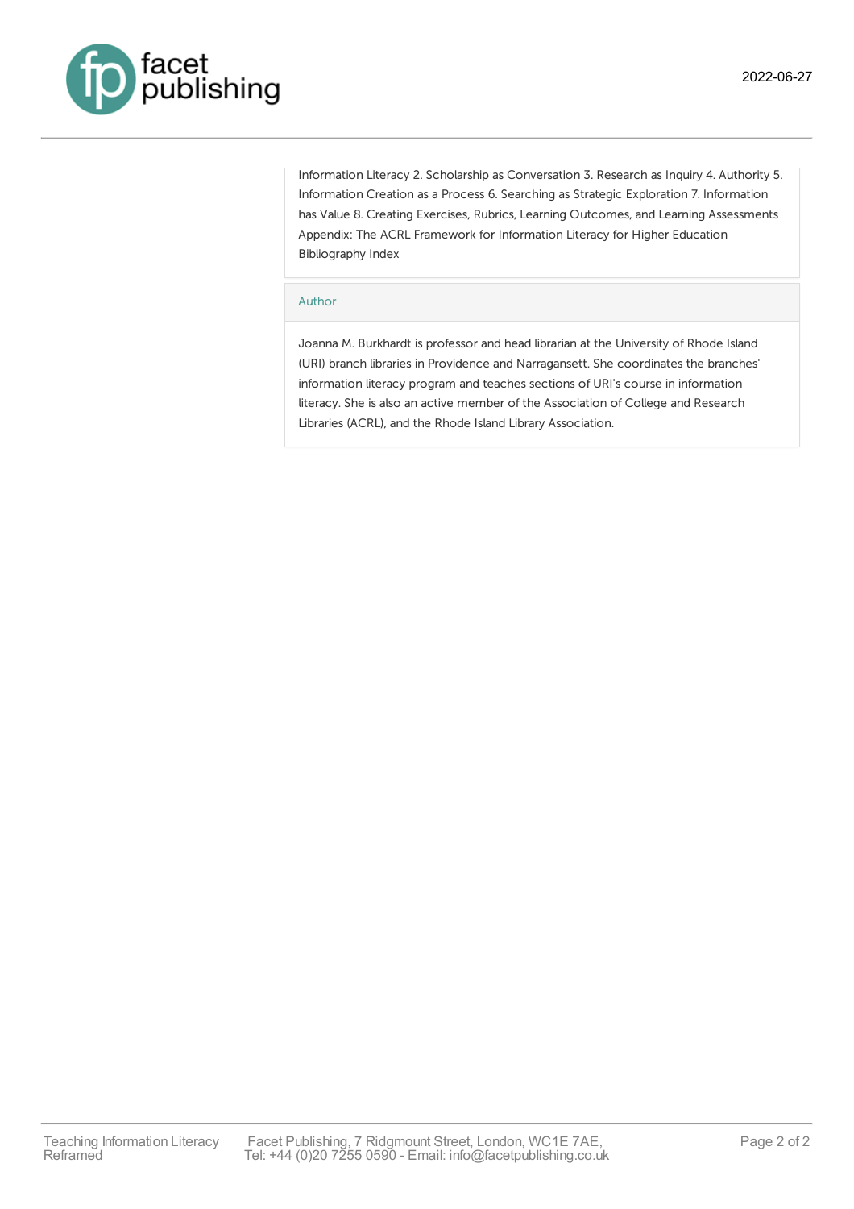Information Literacy 2. Scholarship as Conversation 3. Research as Inquiry 4. Authority 5. Information Creation as a Process 6. Searching as Strategic Exploration 7. Information has Value 8. Creating Exercises, Rubrics, Learning Outcomes, and Learning Assessments Appendix: The ACRL Framework for Information Literacy for Higher Education Bibliography Index

## Author

Joanna M. Burkhardt is professor and head librarian at the University of Rhode Island (URI) branch libraries in Providence and Narragansett. She coordinates the branches' information literacy program and teaches sections of URI's course in information literacy. She is also an active member of the Association of College and Research Libraries (ACRL), and the Rhode Island Library Association.